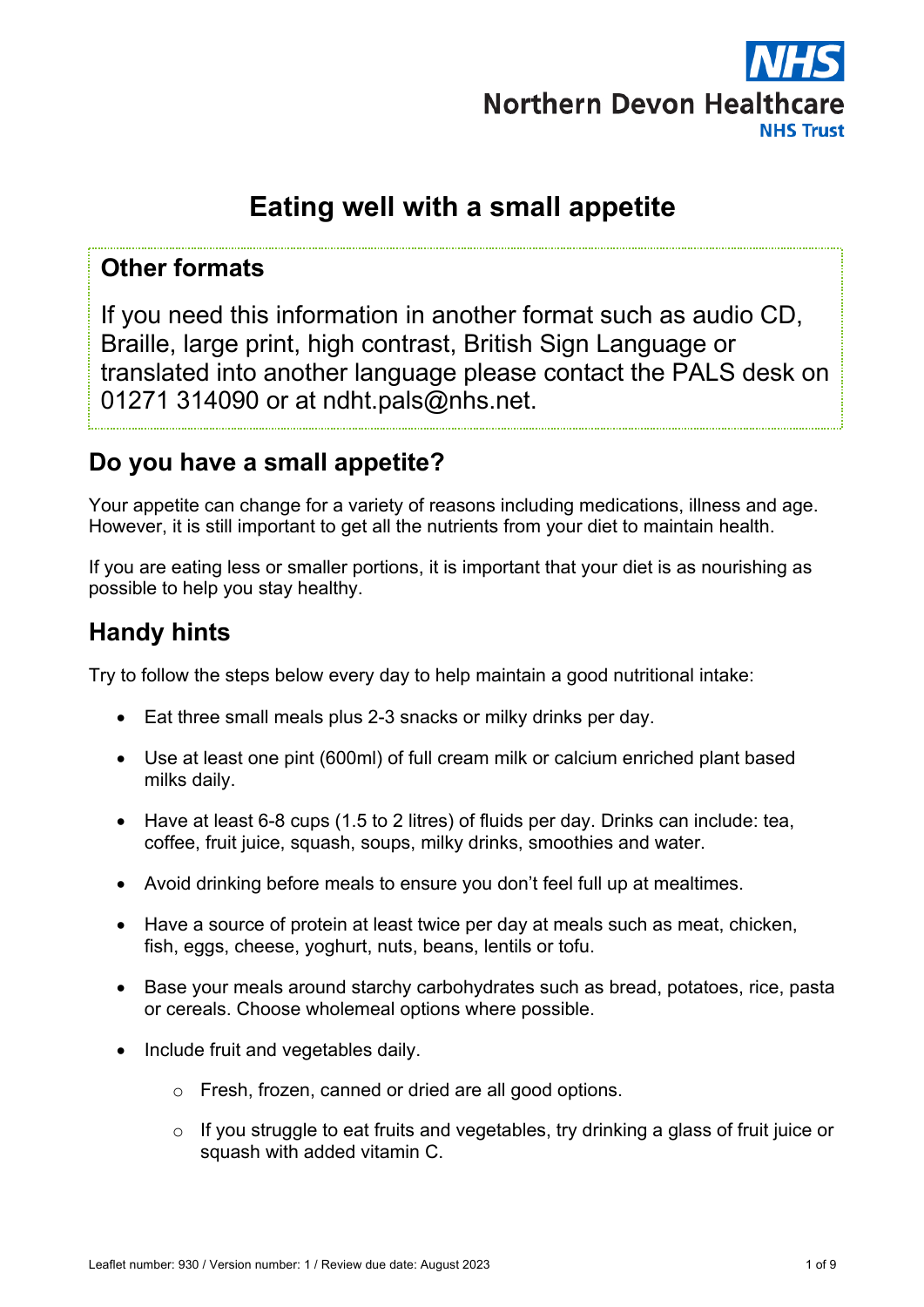NHS

Northern Devon Healthcare
NHS Trust

# Eating well with a small appetite

## Other formats

If you need this information in another format such as audio CD, Braille, large print, high contrast, British Sign Language or translated into another language please contact the PALS desk on 01271 314090 or at ndht.pals@nhs.net.

## Do you have a small appetite?

Your appetite can change for a variety of reasons including medications, illness and age. However, it is still important to get all the nutrients from your diet to maintain health.

If you are eating less or smaller portions, it is important that your diet is as nourishing as possible to help you stay healthy.

## Handy hints

Try to follow the steps below every day to help maintain a good nutritional intake:

- Eat three small meals plus 2-3 snacks or milky drinks per day.
- Use at least one pint (600ml) of full cream milk or calcium enriched plant based milks daily.
- Have at least 6-8 cups (1.5 to 2 litres) of fluids per day. Drinks can include: tea, coffee, fruit juice, squash, soups, milky drinks, smoothies and water.
- Avoid drinking before meals to ensure you don't feel full up at mealtimes.
- Have a source of protein at least twice per day at meals such as meat, chicken, fish, eggs, cheese, yoghurt, nuts, beans, lentils or tofu.
- Base your meals around starchy carbohydrates such as bread, potatoes, rice, pasta or cereals. Choose wholemeal options where possible.
- Include fruit and vegetables daily.
  - Fresh, frozen, canned or dried are all good options.
  - If you struggle to eat fruits and vegetables, try drinking a glass of fruit juice or squash with added vitamin C.

Leaflet number: 930 / Version number: 1 / Review due date: August 2023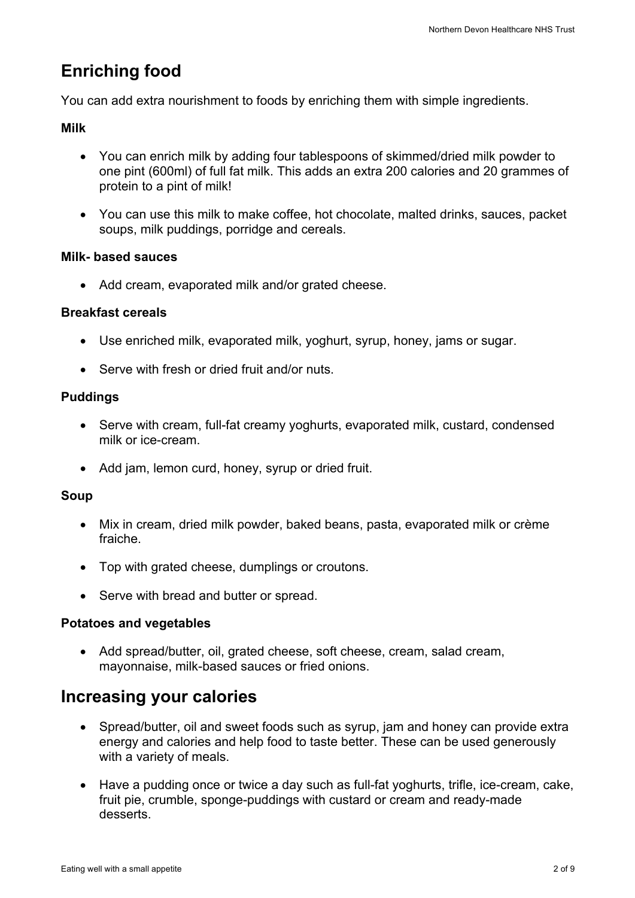## Enriching food

You can add extra nourishment to foods by enriching them with simple ingredients.

**Milk**

- You can enrich milk by adding four tablespoons of skimmed/dried milk powder to one pint (600ml) of full fat milk. This adds an extra 200 calories and 20 grammes of protein to a pint of milk!
- You can use this milk to make coffee, hot chocolate, malted drinks, sauces, packet soups, milk puddings, porridge and cereals.

**Milk- based sauces**

- Add cream, evaporated milk and/or grated cheese.

**Breakfast cereals**

- Use enriched milk, evaporated milk, yoghurt, syrup, honey, jams or sugar.
- Serve with fresh or dried fruit and/or nuts.

**Puddings**

- Serve with cream, full-fat creamy yoghurts, evaporated milk, custard, condensed milk or ice-cream.
- Add jam, lemon curd, honey, syrup or dried fruit.

**Soup**

- Mix in cream, dried milk powder, baked beans, pasta, evaporated milk or crème fraiche.
- Top with grated cheese, dumplings or croutons.
- Serve with bread and butter or spread.

**Potatoes and vegetables**

- Add spread/butter, oil, grated cheese, soft cheese, cream, salad cream, mayonnaise, milk-based sauces or fried onions.

## Increasing your calories

- Spread/butter, oil and sweet foods such as syrup, jam and honey can provide extra energy and calories and help food to taste better. These can be used generously with a variety of meals.
- Have a pudding once or twice a day such as full-fat yoghurts, trifle, ice-cream, cake, fruit pie, crumble, sponge-puddings with custard or cream and ready-made desserts.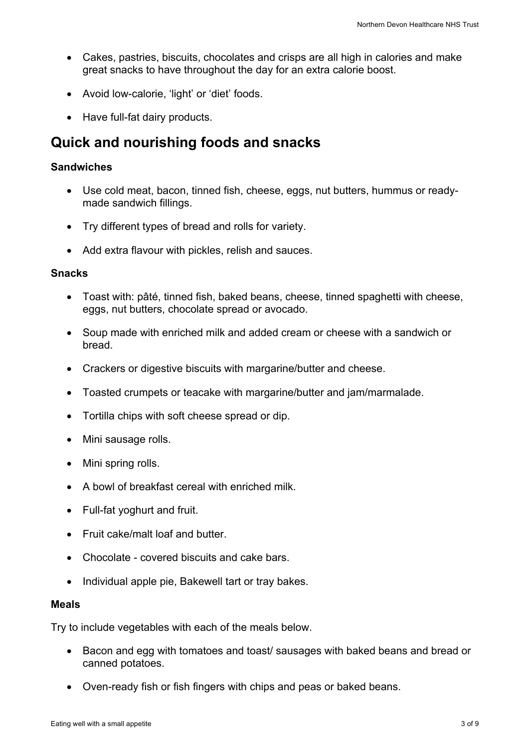- Cakes, pastries, biscuits, chocolates and crisps are all high in calories and make great snacks to have throughout the day for an extra calorie boost.
- Avoid low-calorie, 'light' or 'diet' foods.
- Have full-fat dairy products.

## Quick and nourishing foods and snacks

**Sandwiches**

- Use cold meat, bacon, tinned fish, cheese, eggs, nut butters, hummus or ready-made sandwich fillings.
- Try different types of bread and rolls for variety.
- Add extra flavour with pickles, relish and sauces.

**Snacks**

- Toast with: pâté, tinned fish, baked beans, cheese, tinned spaghetti with cheese, eggs, nut butters, chocolate spread or avocado.
- Soup made with enriched milk and added cream or cheese with a sandwich or bread.
- Crackers or digestive biscuits with margarine/butter and cheese.
- Toasted crumpets or teacake with margarine/butter and jam/marmalade.
- Tortilla chips with soft cheese spread or dip.
- Mini sausage rolls.
- Mini spring rolls.
- A bowl of breakfast cereal with enriched milk.
- Full-fat yoghurt and fruit.
- Fruit cake/malt loaf and butter.
- Chocolate - covered biscuits and cake bars.
- Individual apple pie, Bakewell tart or tray bakes.

**Meals**

Try to include vegetables with each of the meals below.

- Bacon and egg with tomatoes and toast/ sausages with baked beans and bread or canned potatoes.
- Oven-ready fish or fish fingers with chips and peas or baked beans.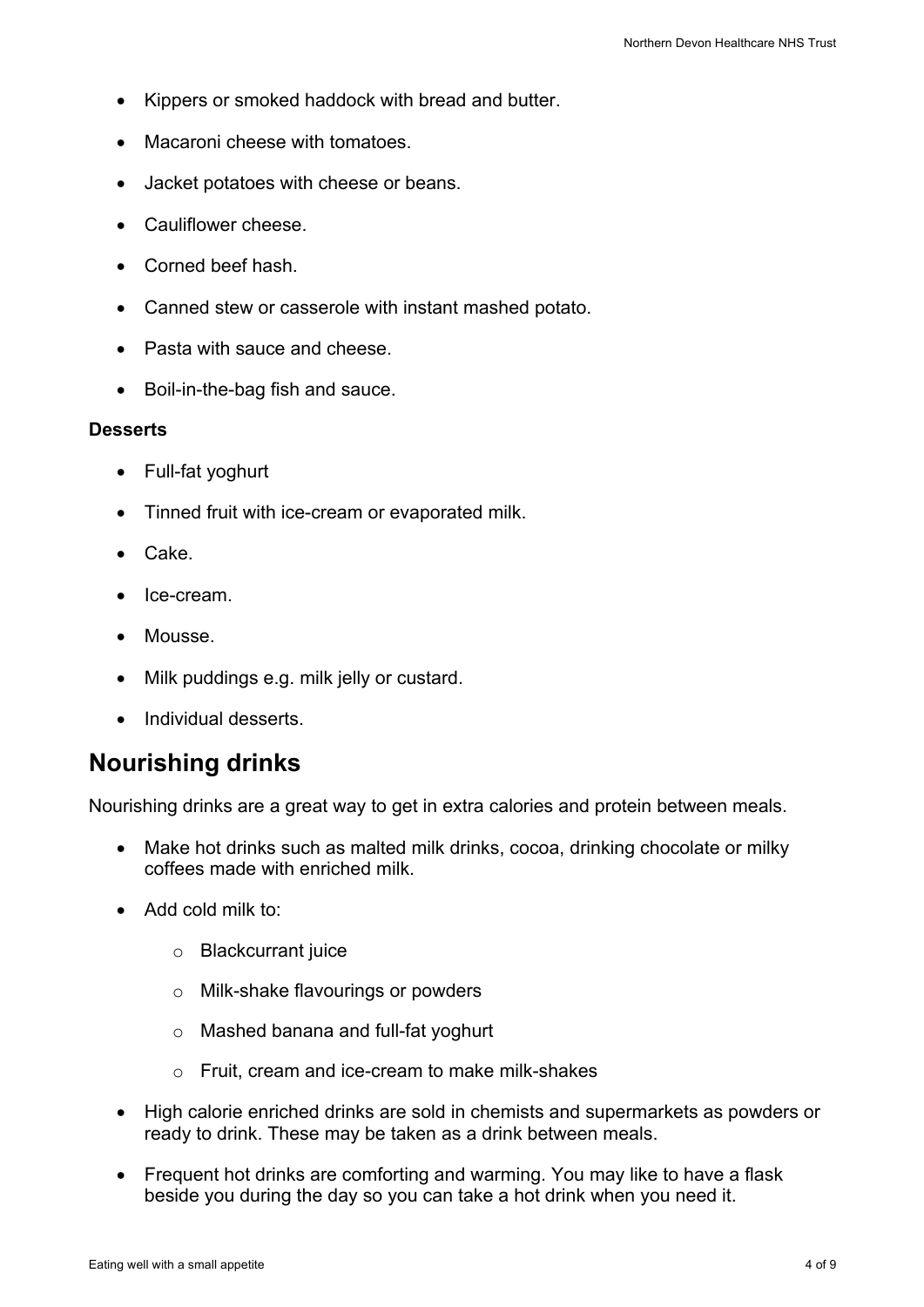- Kippers or smoked haddock with bread and butter.
- Macaroni cheese with tomatoes.
- Jacket potatoes with cheese or beans.
- Cauliflower cheese.
- Corned beef hash.
- Canned stew or casserole with instant mashed potato.
- Pasta with sauce and cheese.
- Boil-in-the-bag fish and sauce.

**Desserts**

- Full-fat yoghurt
- Tinned fruit with ice-cream or evaporated milk.
- Cake.
- Ice-cream.
- Mousse.
- Milk puddings e.g. milk jelly or custard.
- Individual desserts.

## Nourishing drinks

Nourishing drinks are a great way to get in extra calories and protein between meals.

- Make hot drinks such as malted milk drinks, cocoa, drinking chocolate or milky coffees made with enriched milk.
- Add cold milk to:
    - Blackcurrant juice
    - Milk-shake flavourings or powders
    - Mashed banana and full-fat yoghurt
    - Fruit, cream and ice-cream to make milk-shakes
- High calorie enriched drinks are sold in chemists and supermarkets as powders or ready to drink. These may be taken as a drink between meals.
- Frequent hot drinks are comforting and warming. You may like to have a flask beside you during the day so you can take a hot drink when you need it.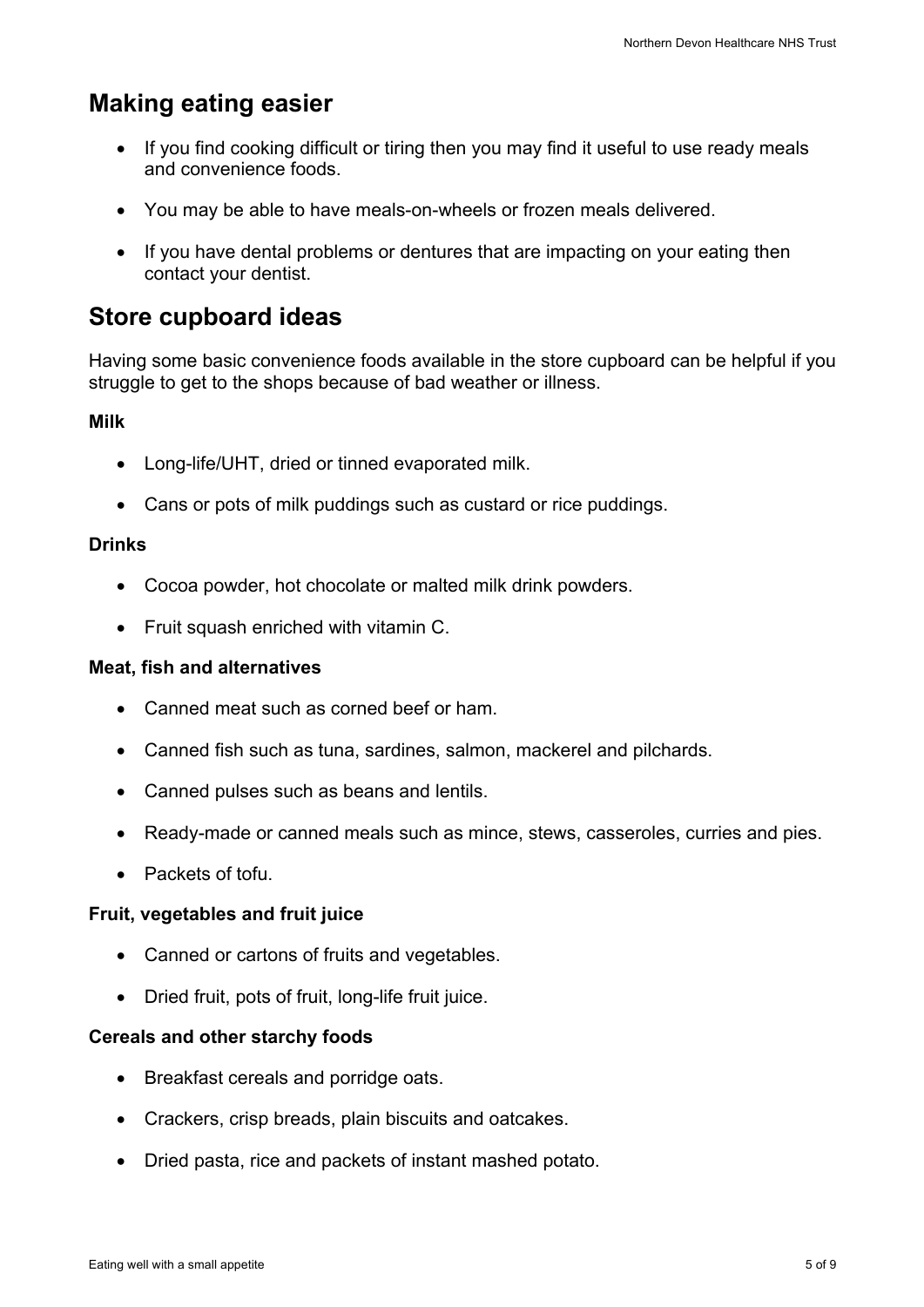## Making eating easier

- If you find cooking difficult or tiring then you may find it useful to use ready meals and convenience foods.
- You may be able to have meals-on-wheels or frozen meals delivered.
- If you have dental problems or dentures that are impacting on your eating then contact your dentist.

## Store cupboard ideas

Having some basic convenience foods available in the store cupboard can be helpful if you struggle to get to the shops because of bad weather or illness.

**Milk**

- Long-life/UHT, dried or tinned evaporated milk.
- Cans or pots of milk puddings such as custard or rice puddings.

**Drinks**

- Cocoa powder, hot chocolate or malted milk drink powders.
- Fruit squash enriched with vitamin C.

**Meat, fish and alternatives**

- Canned meat such as corned beef or ham.
- Canned fish such as tuna, sardines, salmon, mackerel and pilchards.
- Canned pulses such as beans and lentils.
- Ready-made or canned meals such as mince, stews, casseroles, curries and pies.
- Packets of tofu.

**Fruit, vegetables and fruit juice**

- Canned or cartons of fruits and vegetables.
- Dried fruit, pots of fruit, long-life fruit juice.

**Cereals and other starchy foods**

- Breakfast cereals and porridge oats.
- Crackers, crisp breads, plain biscuits and oatcakes.
- Dried pasta, rice and packets of instant mashed potato.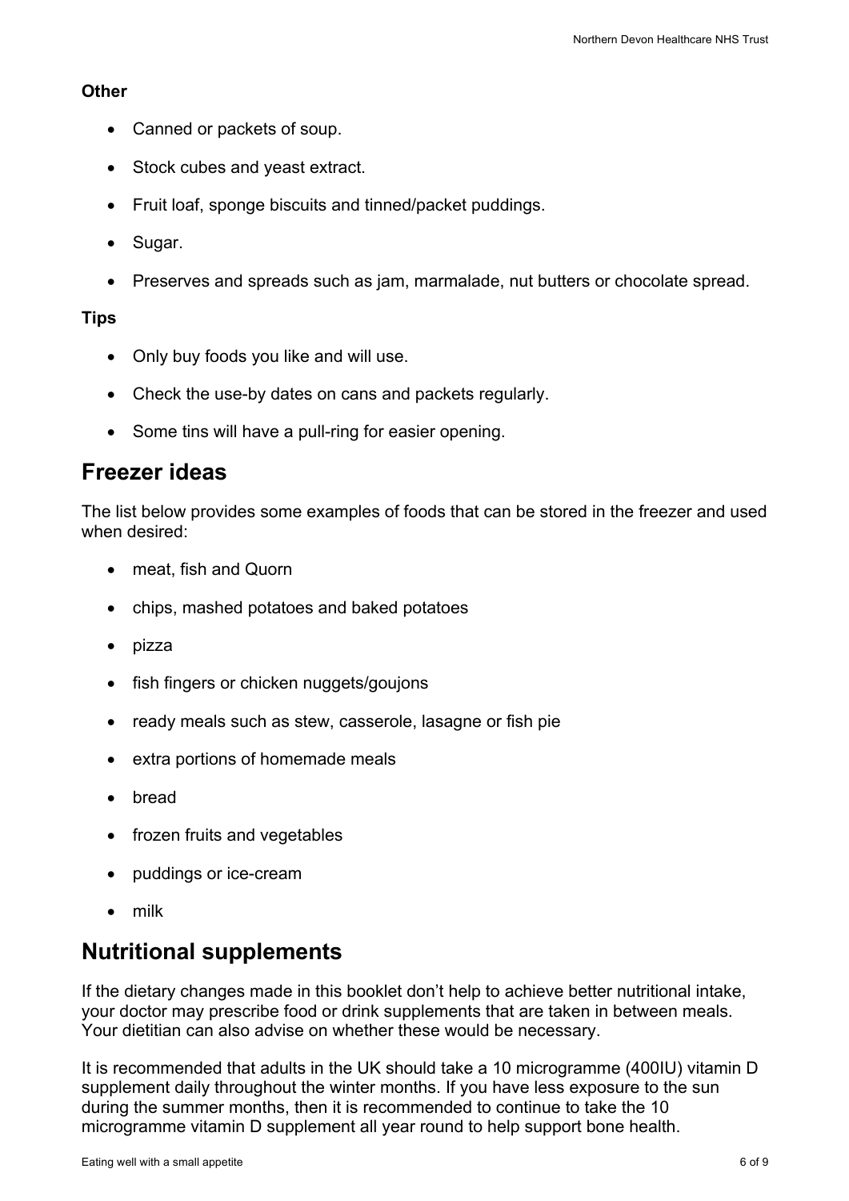**Other**

- Canned or packets of soup.
- Stock cubes and yeast extract.
- Fruit loaf, sponge biscuits and tinned/packet puddings.
- Sugar.
- Preserves and spreads such as jam, marmalade, nut butters or chocolate spread.

**Tips**

- Only buy foods you like and will use.
- Check the use-by dates on cans and packets regularly.
- Some tins will have a pull-ring for easier opening.

## Freezer ideas

The list below provides some examples of foods that can be stored in the freezer and used when desired:

- meat, fish and Quorn
- chips, mashed potatoes and baked potatoes
- pizza
- fish fingers or chicken nuggets/goujons
- ready meals such as stew, casserole, lasagne or fish pie
- extra portions of homemade meals
- bread
- frozen fruits and vegetables
- puddings or ice-cream
- milk

## Nutritional supplements

If the dietary changes made in this booklet don't help to achieve better nutritional intake, your doctor may prescribe food or drink supplements that are taken in between meals. Your dietitian can also advise on whether these would be necessary.

It is recommended that adults in the UK should take a 10 microgramme (400IU) vitamin D supplement daily throughout the winter months. If you have less exposure to the sun during the summer months, then it is recommended to continue to take the 10 microgramme vitamin D supplement all year round to help support bone health.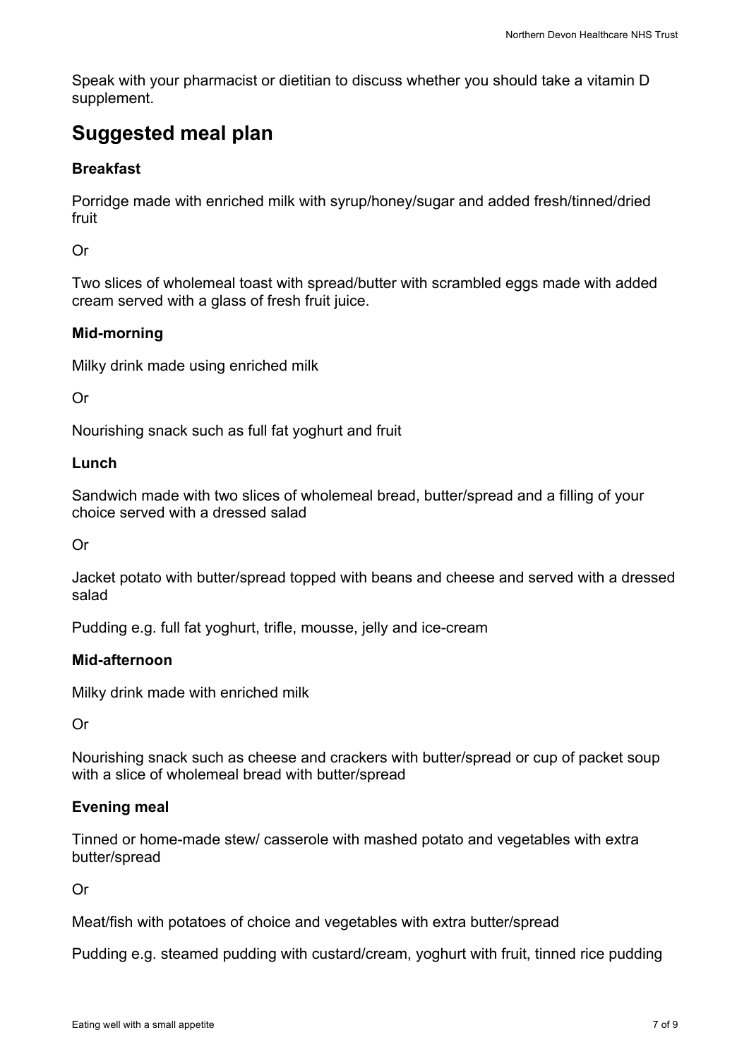Speak with your pharmacist or dietitian to discuss whether you should take a vitamin D supplement.

## Suggested meal plan

**Breakfast**

Porridge made with enriched milk with syrup/honey/sugar and added fresh/tinned/dried fruit

Or

Two slices of wholemeal toast with spread/butter with scrambled eggs made with added cream served with a glass of fresh fruit juice.

**Mid-morning**

Milky drink made using enriched milk

Or

Nourishing snack such as full fat yoghurt and fruit

**Lunch**

Sandwich made with two slices of wholemeal bread, butter/spread and a filling of your choice served with a dressed salad

Or

Jacket potato with butter/spread topped with beans and cheese and served with a dressed salad

Pudding e.g. full fat yoghurt, trifle, mousse, jelly and ice-cream

**Mid-afternoon**

Milky drink made with enriched milk

Or

Nourishing snack such as cheese and crackers with butter/spread or cup of packet soup with a slice of wholemeal bread with butter/spread

**Evening meal**

Tinned or home-made stew/ casserole with mashed potato and vegetables with extra butter/spread

Or

Meat/fish with potatoes of choice and vegetables with extra butter/spread

Pudding e.g. steamed pudding with custard/cream, yoghurt with fruit, tinned rice pudding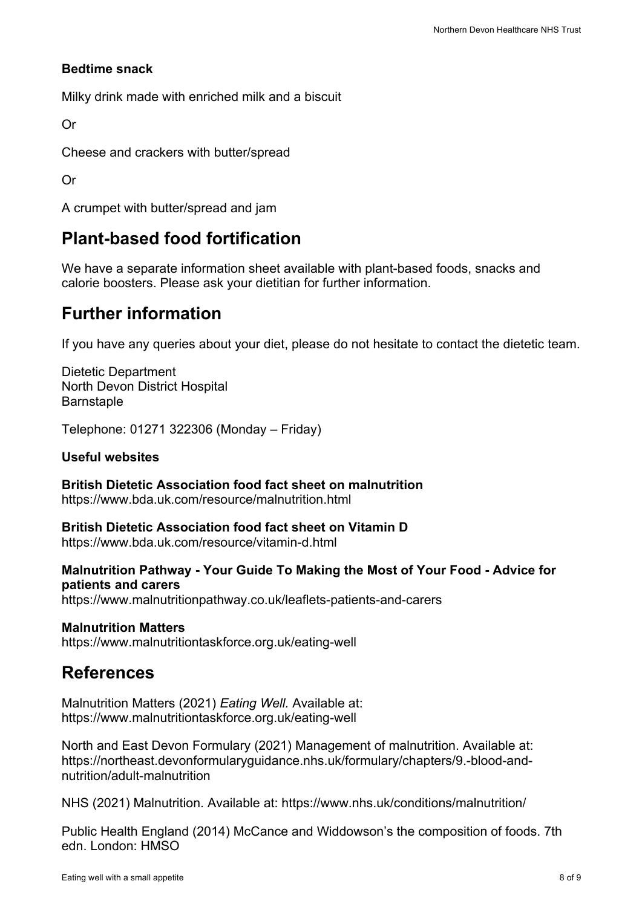**Bedtime snack**

Milky drink made with enriched milk and a biscuit

Or

Cheese and crackers with butter/spread

Or

A crumpet with butter/spread and jam

## Plant-based food fortification

We have a separate information sheet available with plant-based foods, snacks and calorie boosters. Please ask your dietitian for further information.

## Further information

If you have any queries about your diet, please do not hesitate to contact the dietetic team.

Dietetic Department
North Devon District Hospital
Barnstaple

Telephone: 01271 322306 (Monday – Friday)

**Useful websites**

**British Dietetic Association food fact sheet on malnutrition**
https://www.bda.uk.com/resource/malnutrition.html

**British Dietetic Association food fact sheet on Vitamin D**
https://www.bda.uk.com/resource/vitamin-d.html

**Malnutrition Pathway - Your Guide To Making the Most of Your Food - Advice for patients and carers**
https://www.malnutritionpathway.co.uk/leaflets-patients-and-carers

**Malnutrition Matters**
https://www.malnutritiontaskforce.org.uk/eating-well

## References

Malnutrition Matters (2021) *Eating Well.* Available at: https://www.malnutritiontaskforce.org.uk/eating-well

North and East Devon Formulary (2021) Management of malnutrition. Available at: https://northeast.devonformularyguidance.nhs.uk/formulary/chapters/9.-blood-and-nutrition/adult-malnutrition

NHS (2021) Malnutrition. Available at: https://www.nhs.uk/conditions/malnutrition/

Public Health England (2014) McCance and Widdowson's the composition of foods. 7th edn. London: HMSO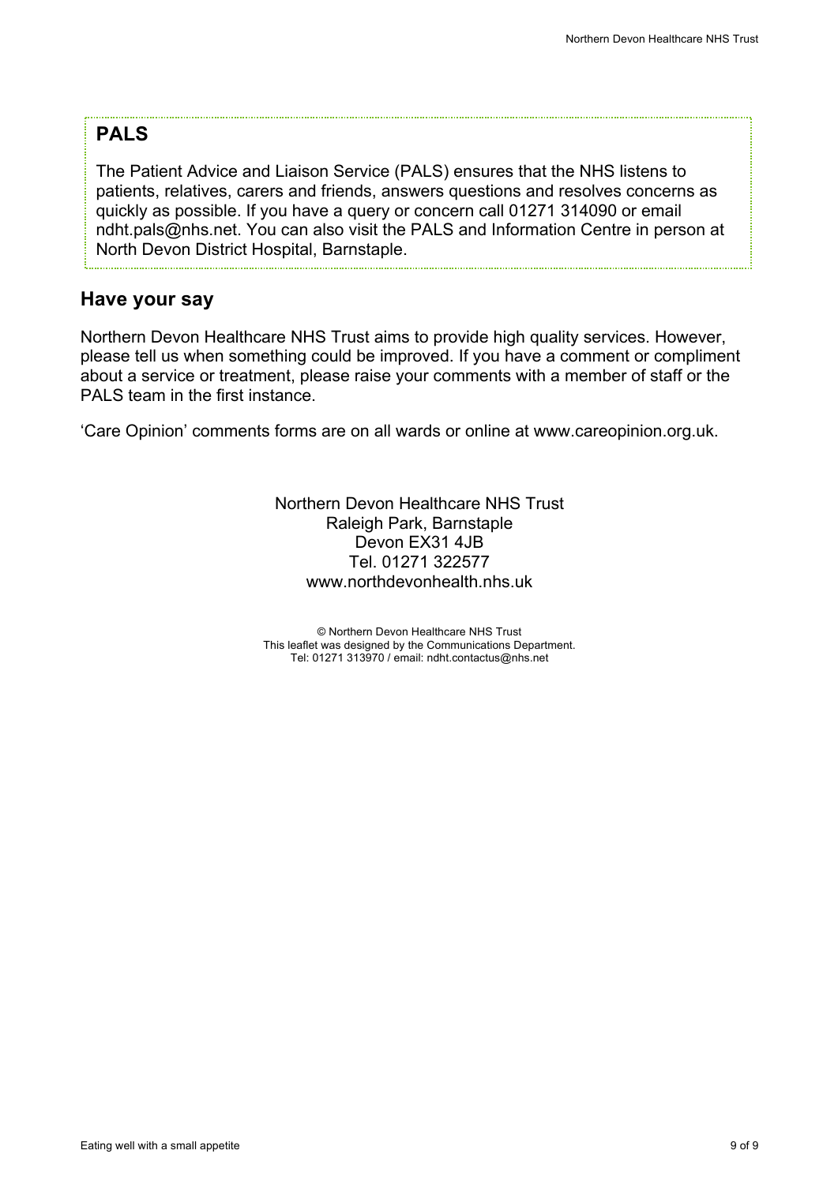## PALS

The Patient Advice and Liaison Service (PALS) ensures that the NHS listens to patients, relatives, carers and friends, answers questions and resolves concerns as quickly as possible. If you have a query or concern call 01271 314090 or email ndht.pals@nhs.net. You can also visit the PALS and Information Centre in person at North Devon District Hospital, Barnstaple.

## Have your say

Northern Devon Healthcare NHS Trust aims to provide high quality services. However, please tell us when something could be improved. If you have a comment or compliment about a service or treatment, please raise your comments with a member of staff or the PALS team in the first instance.

'Care Opinion' comments forms are on all wards or online at www.careopinion.org.uk.

Northern Devon Healthcare NHS Trust
Raleigh Park, Barnstaple
Devon EX31 4JB
Tel. 01271 322577
www.northdevonhealth.nhs.uk

© Northern Devon Healthcare NHS Trust
This leaflet was designed by the Communications Department.
Tel: 01271 313970 / email: ndht.contactus@nhs.net